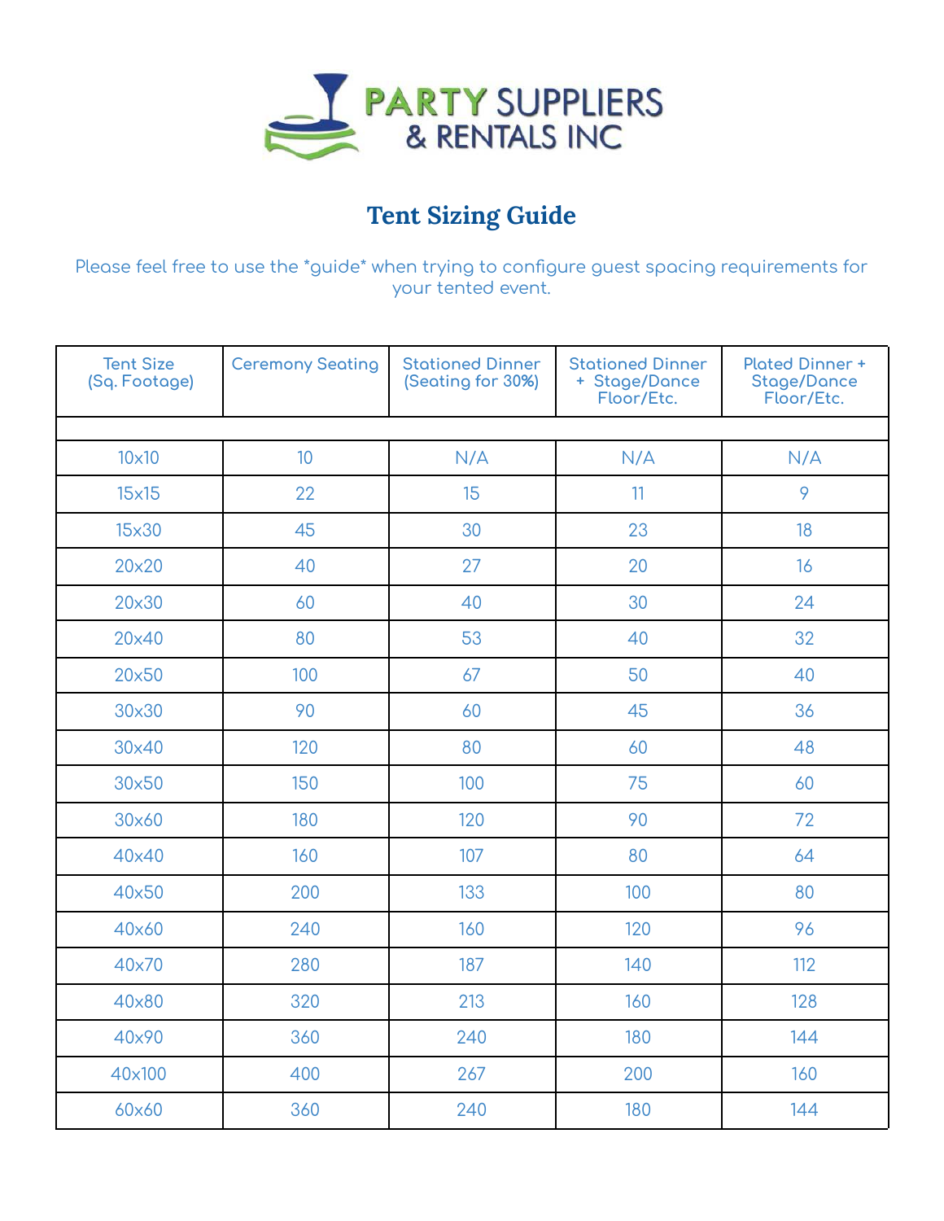PARTY SUPPLIERS & RENTALS INC

# Tent Sizing Guide

Please feel free to use the *guide* when trying to configure guest spacing requirements for your tented event.

| Tent Size (Sq. Footage) | Ceremony Seating | Stationed Dinner (Seating for 30%) | Stationed Dinner + Stage/Dance Floor/Etc. | Plated Dinner + Stage/Dance Floor/Etc. |
|---|---|---|---|---|
| | | | | |
| 10x10 | 10 | N/A | N/A | N/A |
| 15x15 | 22 | 15 | 11 | 9 |
| 15x30 | 45 | 30 | 23 | 18 |
| 20x20 | 40 | 27 | 20 | 16 |
| 20x30 | 60 | 40 | 30 | 24 |
| 20x40 | 80 | 53 | 40 | 32 |
| 20x50 | 100 | 67 | 50 | 40 |
| 30x30 | 90 | 60 | 45 | 36 |
| 30x40 | 120 | 80 | 60 | 48 |
| 30x50 | 150 | 100 | 75 | 60 |
| 30x60 | 180 | 120 | 90 | 72 |
| 40x40 | 160 | 107 | 80 | 64 |
| 40x50 | 200 | 133 | 100 | 80 |
| 40x60 | 240 | 160 | 120 | 96 |
| 40x70 | 280 | 187 | 140 | 112 |
| 40x80 | 320 | 213 | 160 | 128 |
| 40x90 | 360 | 240 | 180 | 144 |
| 40x100 | 400 | 267 | 200 | 160 |
| 60x60 | 360 | 240 | 180 | 144 |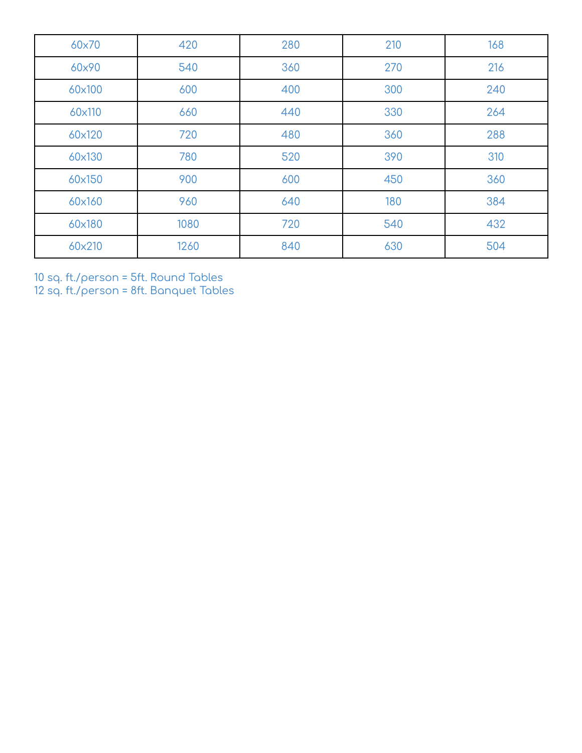| | | | | |
|---|---|---|---|---|
| 60x70 | 420 | 280 | 210 | 168 |
| 60x90 | 540 | 360 | 270 | 216 |
| 60x100 | 600 | 400 | 300 | 240 |
| 60x110 | 660 | 440 | 330 | 264 |
| 60x120 | 720 | 480 | 360 | 288 |
| 60x130 | 780 | 520 | 390 | 310 |
| 60x150 | 900 | 600 | 450 | 360 |
| 60x160 | 960 | 640 | 180 | 384 |
| 60x180 | 1080 | 720 | 540 | 432 |
| 60x210 | 1260 | 840 | 630 | 504 |

10 sq. ft./person = 5ft. Round Tables
12 sq. ft./person = 8ft. Banquet Tables